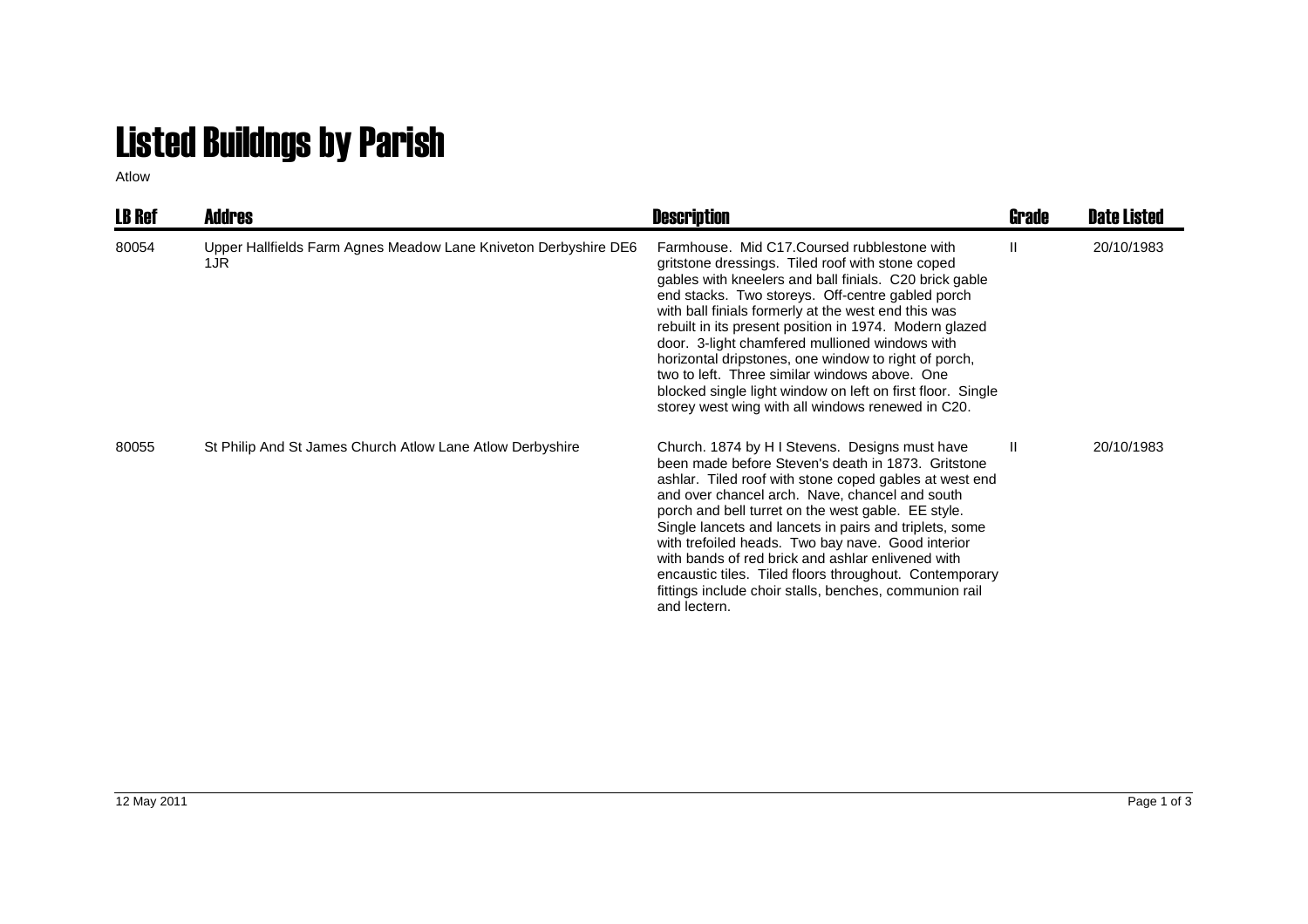# Listed Buildngs by Parish

Atlow

| LB Ref | Addres | Description | Grade | Date Listed |
|---|---|---|---|---|
| 80054 | Upper Hallfields Farm Agnes Meadow Lane Kniveton Derbyshire DE6 1JR | Farmhouse. Mid C17.Coursed rubblestone with gritstone dressings. Tiled roof with stone coped gables with kneelers and ball finials. C20 brick gable end stacks. Two storeys. Off-centre gabled porch with ball finials formerly at the west end this was rebuilt in its present position in 1974. Modern glazed door. 3-light chamfered mullioned windows with horizontal dripstones, one window to right of porch, two to left. Three similar windows above. One blocked single light window on left on first floor. Single storey west wing with all windows renewed in C20. | II | 20/10/1983 |
| 80055 | St Philip And St James Church Atlow Lane Atlow Derbyshire | Church. 1874 by H I Stevens. Designs must have been made before Steven's death in 1873. Gritstone ashlar. Tiled roof with stone coped gables at west end and over chancel arch. Nave, chancel and south porch and bell turret on the west gable. EE style. Single lancets and lancets in pairs and triplets, some with trefoiled heads. Two bay nave. Good interior with bands of red brick and ashlar enlivened with encaustic tiles. Tiled floors throughout. Contemporary fittings include choir stalls, benches, communion rail and lectern. | II | 20/10/1983 |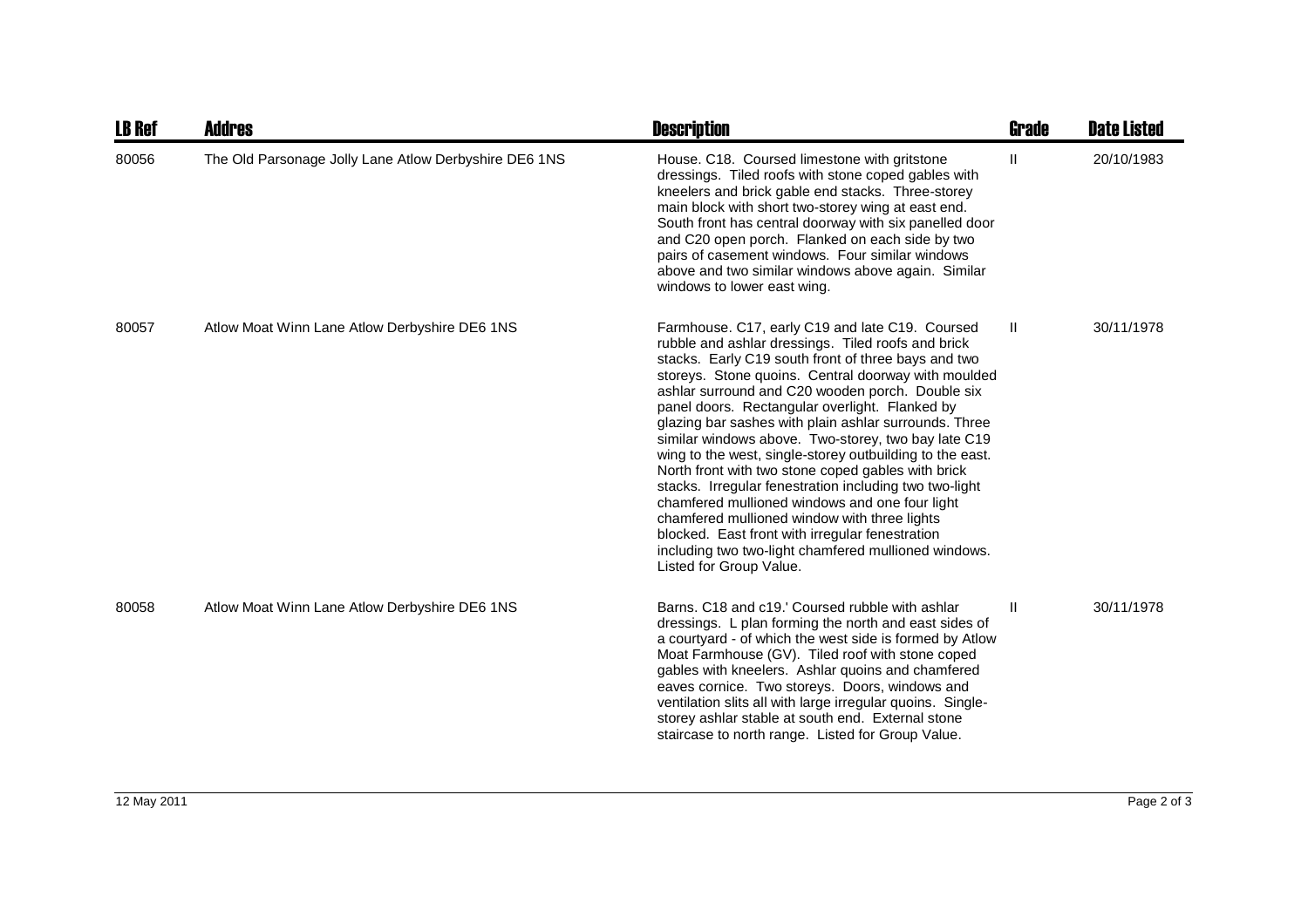| LB Ref | Addres | Description | Grade | Date Listed |
|---|---|---|---|---|
| 80056 | The Old Parsonage Jolly Lane Atlow Derbyshire DE6 1NS | House. C18. Coursed limestone with gritstone dressings. Tiled roofs with stone coped gables with kneelers and brick gable end stacks. Three-storey main block with short two-storey wing at east end. South front has central doorway with six panelled door and C20 open porch. Flanked on each side by two pairs of casement windows. Four similar windows above and two similar windows above again. Similar windows to lower east wing. | II | 20/10/1983 |
| 80057 | Atlow Moat Winn Lane Atlow Derbyshire DE6 1NS | Farmhouse. C17, early C19 and late C19. Coursed rubble and ashlar dressings. Tiled roofs and brick stacks. Early C19 south front of three bays and two storeys. Stone quoins. Central doorway with moulded ashlar surround and C20 wooden porch. Double six panel doors. Rectangular overlight. Flanked by glazing bar sashes with plain ashlar surrounds. Three similar windows above. Two-storey, two bay late C19 wing to the west, single-storey outbuilding to the east. North front with two stone coped gables with brick stacks. Irregular fenestration including two two-light chamfered mullioned windows and one four light chamfered mullioned window with three lights blocked. East front with irregular fenestration including two two-light chamfered mullioned windows. Listed for Group Value. | II | 30/11/1978 |
| 80058 | Atlow Moat Winn Lane Atlow Derbyshire DE6 1NS | Barns. C18 and c19.' Coursed rubble with ashlar dressings. L plan forming the north and east sides of a courtyard - of which the west side is formed by Atlow Moat Farmhouse (GV). Tiled roof with stone coped gables with kneelers. Ashlar quoins and chamfered eaves cornice. Two storeys. Doors, windows and ventilation slits all with large irregular quoins. Single-storey ashlar stable at south end. External stone staircase to north range. Listed for Group Value. | II | 30/11/1978 |

12 May 2011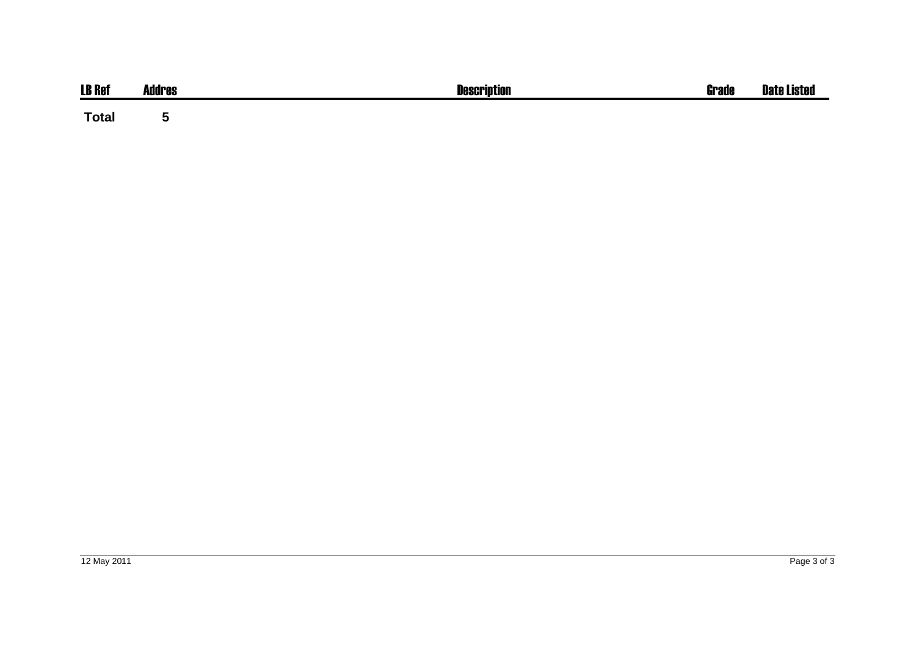| LB Ref | Addres | Description | Grade | Date Listed |
| --- | --- | --- | --- | --- |

**Total** **5**